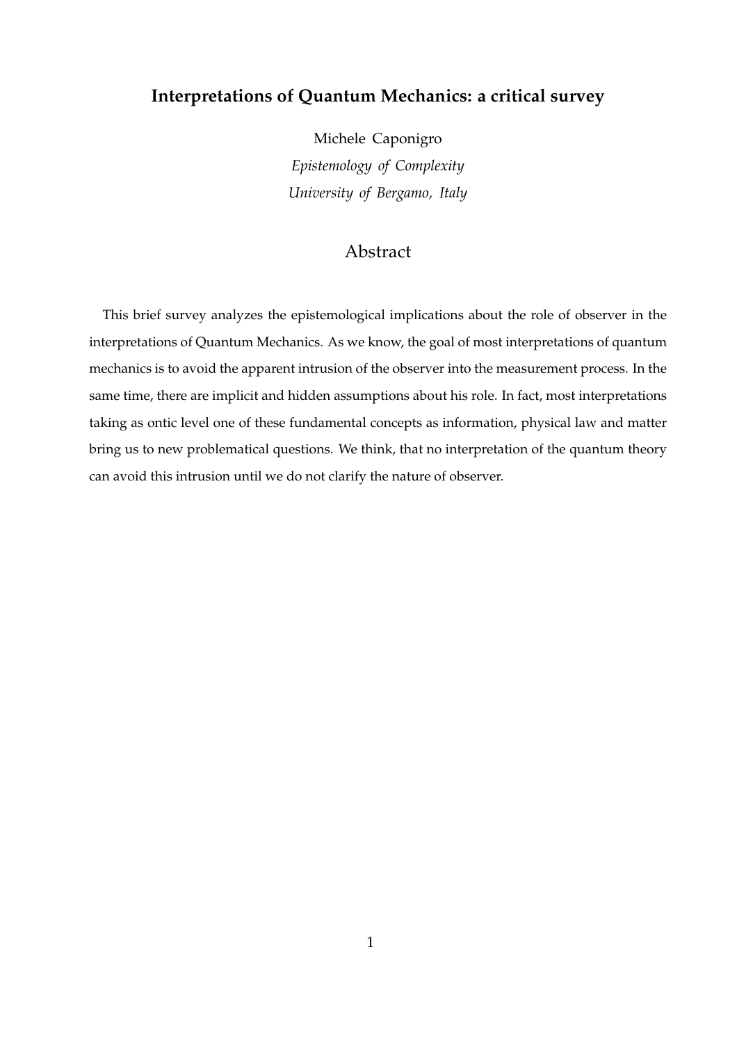# Interpretations of Quantum Mechanics: a critical survey

Michele Caponigro

*Epistemology of Complexity*

*University of Bergamo, Italy*

## Abstract

This brief survey analyzes the epistemological implications about the role of observer in the interpretations of Quantum Mechanics. As we know, the goal of most interpretations of quantum mechanics is to avoid the apparent intrusion of the observer into the measurement process. In the same time, there are implicit and hidden assumptions about his role. In fact, most interpretations taking as ontic level one of these fundamental concepts as information, physical law and matter bring us to new problematical questions. We think, that no interpretation of the quantum theory can avoid this intrusion until we do not clarify the nature of observer.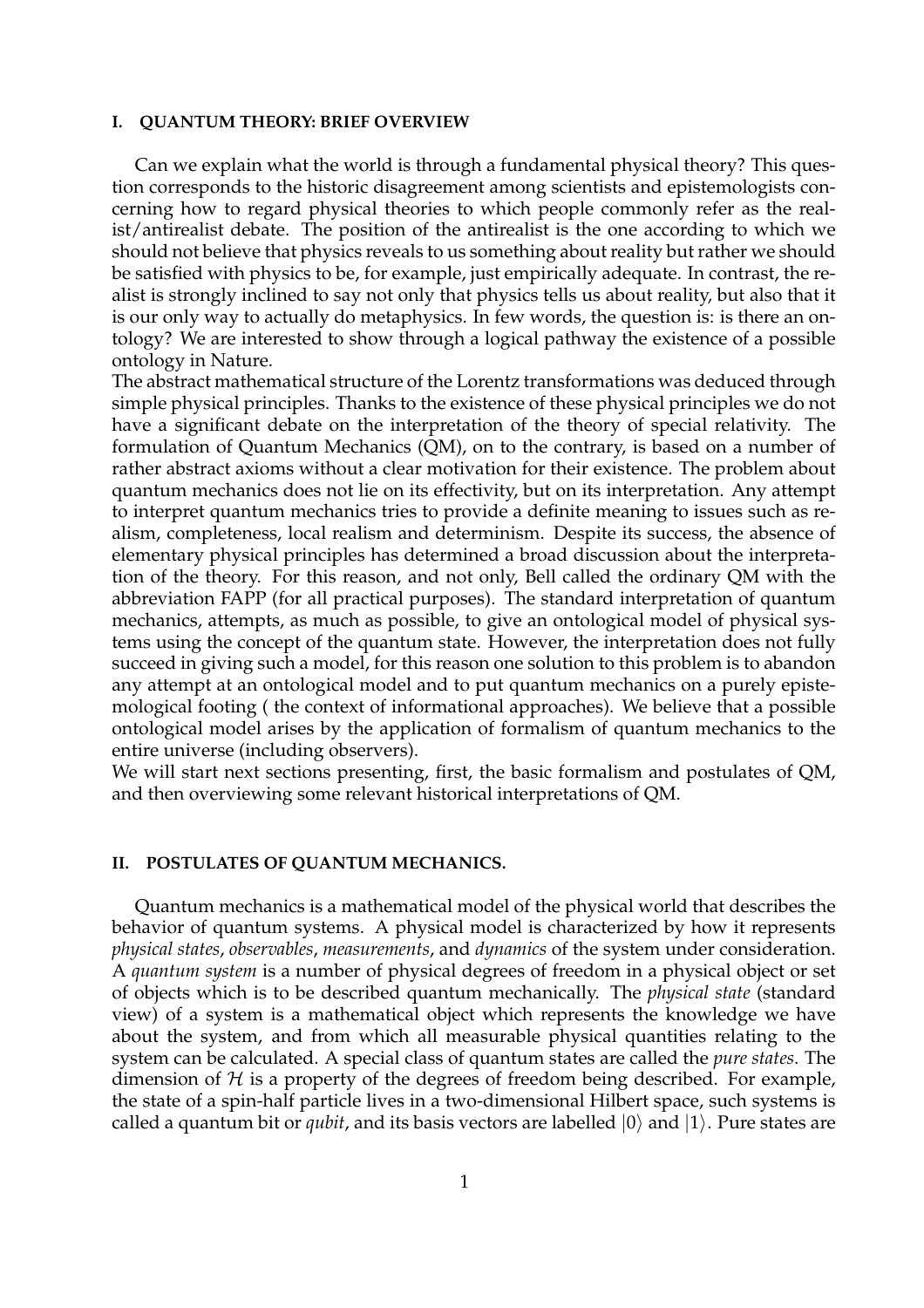## I. QUANTUM THEORY: BRIEF OVERVIEW

Can we explain what the world is through a fundamental physical theory? This question corresponds to the historic disagreement among scientists and epistemologists concerning how to regard physical theories to which people commonly refer as the realist/antirealist debate. The position of the antirealist is the one according to which we should not believe that physics reveals to us something about reality but rather we should be satisfied with physics to be, for example, just empirically adequate. In contrast, the realist is strongly inclined to say not only that physics tells us about reality, but also that it is our only way to actually do metaphysics. In few words, the question is: is there an ontology? We are interested to show through a logical pathway the existence of a possible ontology in Nature.

The abstract mathematical structure of the Lorentz transformations was deduced through simple physical principles. Thanks to the existence of these physical principles we do not have a significant debate on the interpretation of the theory of special relativity. The formulation of Quantum Mechanics (QM), on to the contrary, is based on a number of rather abstract axioms without a clear motivation for their existence. The problem about quantum mechanics does not lie on its effectivity, but on its interpretation. Any attempt to interpret quantum mechanics tries to provide a definite meaning to issues such as realism, completeness, local realism and determinism. Despite its success, the absence of elementary physical principles has determined a broad discussion about the interpretation of the theory. For this reason, and not only, Bell called the ordinary QM with the abbreviation FAPP (for all practical purposes). The standard interpretation of quantum mechanics, attempts, as much as possible, to give an ontological model of physical systems using the concept of the quantum state. However, the interpretation does not fully succeed in giving such a model, for this reason one solution to this problem is to abandon any attempt at an ontological model and to put quantum mechanics on a purely epistemological footing ( the context of informational approaches). We believe that a possible ontological model arises by the application of formalism of quantum mechanics to the entire universe (including observers).

We will start next sections presenting, first, the basic formalism and postulates of QM, and then overviewing some relevant historical interpretations of QM.

## II. POSTULATES OF QUANTUM MECHANICS.

Quantum mechanics is a mathematical model of the physical world that describes the behavior of quantum systems. A physical model is characterized by how it represents *physical states*, *observables*, *measurements*, and *dynamics* of the system under consideration. A *quantum system* is a number of physical degrees of freedom in a physical object or set of objects which is to be described quantum mechanically. The *physical state* (standard view) of a system is a mathematical object which represents the knowledge we have about the system, and from which all measurable physical quantities relating to the system can be calculated. A special class of quantum states are called the *pure states*. The dimension of $\mathcal{H}$ is a property of the degrees of freedom being described. For example, the state of a spin-half particle lives in a two-dimensional Hilbert space, such systems is called a quantum bit or *qubit*, and its basis vectors are labelled $|0\rangle$ and $|1\rangle$. Pure states are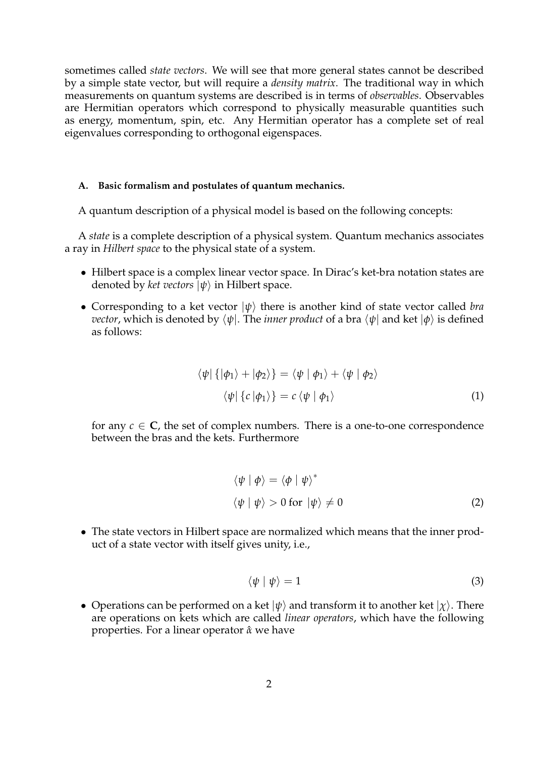sometimes called *state vectors*. We will see that more general states cannot be described by a simple state vector, but will require a *density matrix*. The traditional way in which measurements on quantum systems are described is in terms of *observables*. Observables are Hermitian operators which correspond to physically measurable quantities such as energy, momentum, spin, etc. Any Hermitian operator has a complete set of real eigenvalues corresponding to orthogonal eigenspaces.

#### A. Basic formalism and postulates of quantum mechanics.

A quantum description of a physical model is based on the following concepts:

A *state* is a complete description of a physical system. Quantum mechanics associates a ray in *Hilbert space* to the physical state of a system.

- Hilbert space is a complex linear vector space. In Dirac's ket-bra notation states are denoted by *ket vectors* $|\psi\rangle$ in Hilbert space.
- Corresponding to a ket vector $|\psi\rangle$ there is another kind of state vector called *bra vector*, which is denoted by $\langle\psi|$. The *inner product* of a bra $\langle\psi|$ and ket $|\phi\rangle$ is defined as follows:

$$
\begin{aligned}
\langle\psi|\left\{|\phi_1\rangle + |\phi_2\rangle\right\} &= \langle\psi \mid \phi_1\rangle + \langle\psi \mid \phi_2\rangle \\
\langle\psi|\left\{c\,|\phi_1\rangle\right\} &= c\,\langle\psi \mid \phi_1\rangle
\end{aligned} \tag{1}
$$

  for any $c \in \mathbf{C}$, the set of complex numbers. There is a one-to-one correspondence between the bras and the kets. Furthermore

$$
\begin{aligned}
\langle\psi \mid \phi\rangle &= \langle\phi \mid \psi\rangle^* \\
\langle\psi \mid \psi\rangle &> 0 \text{ for } |\psi\rangle \neq 0
\end{aligned} \tag{2}
$$

- The state vectors in Hilbert space are normalized which means that the inner product of a state vector with itself gives unity, i.e.,

$$
\langle\psi \mid \psi\rangle = 1 \tag{3}
$$

- Operations can be performed on a ket $|\psi\rangle$ and transform it to another ket $|\chi\rangle$. There are operations on kets which are called *linear operators*, which have the following properties. For a linear operator $\hat{\alpha}$ we have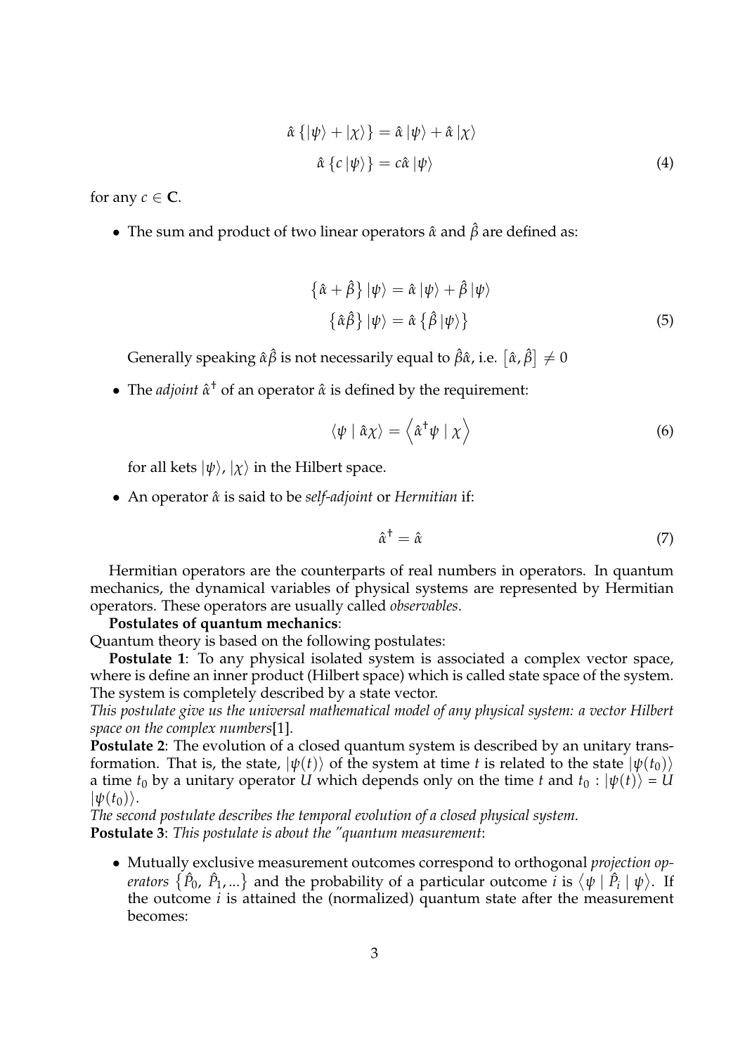$$
\begin{aligned}
\hat{\alpha}\left\{|\psi\rangle + |\chi\rangle\right\} &= \hat{\alpha}\,|\psi\rangle + \hat{\alpha}\,|\chi\rangle \\
\hat{\alpha}\left\{c\,|\psi\rangle\right\} &= c\hat{\alpha}\,|\psi\rangle
\end{aligned} \tag{4}
$$

for any $c \in \mathbf{C}$.

- The sum and product of two linear operators $\hat{\alpha}$ and $\hat{\beta}$ are defined as:

$$
\begin{aligned}
\left\{\hat{\alpha} + \hat{\beta}\right\}|\psi\rangle &= \hat{\alpha}\,|\psi\rangle + \hat{\beta}\,|\psi\rangle \\
\left\{\hat{\alpha}\hat{\beta}\right\}|\psi\rangle &= \hat{\alpha}\left\{\hat{\beta}\,|\psi\rangle\right\}
\end{aligned} \tag{5}
$$

  Generally speaking $\hat{\alpha}\hat{\beta}$ is not necessarily equal to $\hat{\beta}\hat{\alpha}$, i.e. $\left[\hat{\alpha}, \hat{\beta}\right] \neq 0$

- The *adjoint* $\hat{\alpha}^{\dagger}$ of an operator $\hat{\alpha}$ is defined by the requirement:

$$
\langle \psi \mid \hat{\alpha}\chi \rangle = \left\langle \hat{\alpha}^{\dagger}\psi \mid \chi \right\rangle \tag{6}
$$

  for all kets $|\psi\rangle$, $|\chi\rangle$ in the Hilbert space.

- An operator $\hat{\alpha}$ is said to be *self-adjoint* or *Hermitian* if:

$$
\hat{\alpha}^{\dagger} = \hat{\alpha} \tag{7}
$$

Hermitian operators are the counterparts of real numbers in operators. In quantum mechanics, the dynamical variables of physical systems are represented by Hermitian operators. These operators are usually called *observables*.

**Postulates of quantum mechanics**:

Quantum theory is based on the following postulates:

**Postulate 1**: To any physical isolated system is associated a complex vector space, where is define an inner product (Hilbert space) which is called state space of the system. The system is completely described by a state vector.

*This postulate give us the universal mathematical model of any physical system: a vector Hilbert space on the complex numbers*[1].

**Postulate 2**: The evolution of a closed quantum system is described by an unitary transformation. That is, the state, $|\psi(t)\rangle$ of the system at time $t$ is related to the state $|\psi(t_0)\rangle$ a time $t_0$ by a unitary operator $U$ which depends only on the time $t$ and $t_0$ : $|\psi(t)\rangle = U\,|\psi(t_0)\rangle$.

*The second postulate describes the temporal evolution of a closed physical system.*

**Postulate 3**: *This postulate is about the "quantum measurement*:

- Mutually exclusive measurement outcomes correspond to orthogonal *projection operators* $\left\{\hat{P}_0,\ \hat{P}_1, ...\right\}$ and the probability of a particular outcome $i$ is $\left\langle \psi \mid \hat{P}_i \mid \psi \right\rangle$. If the outcome $i$ is attained the (normalized) quantum state after the measurement becomes: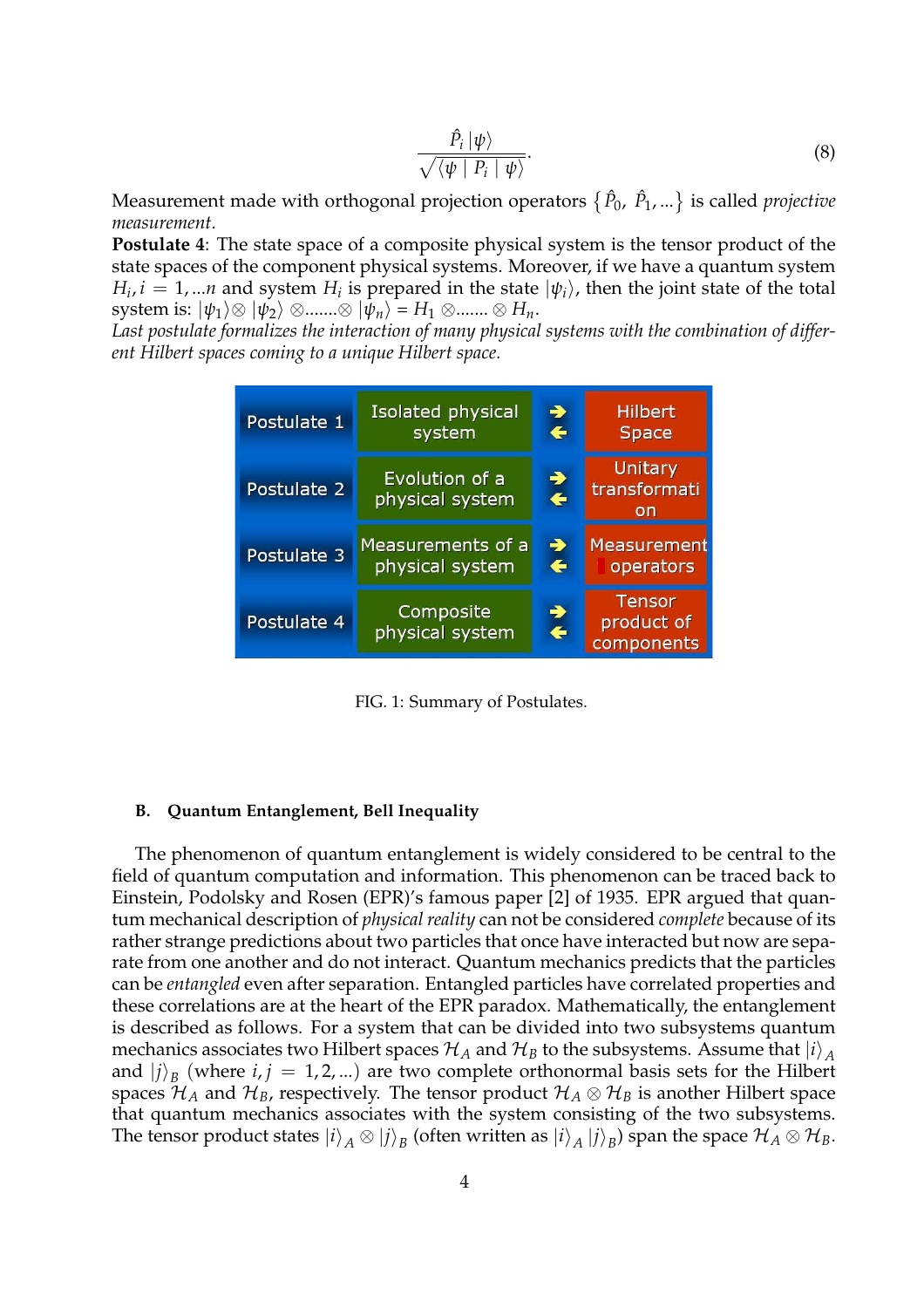$$\frac{\hat{P}_i |\psi\rangle}{\sqrt{\langle \psi \mid P_i \mid \psi \rangle}}. \tag{8}$$

Measurement made with orthogonal projection operators $\{\hat{P}_0, \hat{P}_1, ...\}$ is called *projective measurement*.

**Postulate 4**: The state space of a composite physical system is the tensor product of the state spaces of the component physical systems. Moreover, if we have a quantum system $H_i, i = 1, ...n$ and system $H_i$ is prepared in the state $|\psi_i\rangle$, then the joint state of the total system is: $|\psi_1\rangle \otimes |\psi_2\rangle \otimes ....... \otimes |\psi_n\rangle = H_1 \otimes ....... \otimes H_n$.

*Last postulate formalizes the interaction of many physical systems with the combination of different Hilbert spaces coming to a unique Hilbert space.*

| | | | |
|---|---|---|---|
| Postulate 1 | Isolated physical system | ⇄ | Hilbert Space |
| Postulate 2 | Evolution of a physical system | ⇄ | Unitary transformation |
| Postulate 3 | Measurements of a physical system | ⇄ | Measurement operators |
| Postulate 4 | Composite physical system | ⇄ | Tensor product of components |

FIG. 1: Summary of Postulates.

### B. Quantum Entanglement, Bell Inequality

The phenomenon of quantum entanglement is widely considered to be central to the field of quantum computation and information. This phenomenon can be traced back to Einstein, Podolsky and Rosen (EPR)'s famous paper [2] of 1935. EPR argued that quantum mechanical description of *physical reality* can not be considered *complete* because of its rather strange predictions about two particles that once have interacted but now are separate from one another and do not interact. Quantum mechanics predicts that the particles can be *entangled* even after separation. Entangled particles have correlated properties and these correlations are at the heart of the EPR paradox. Mathematically, the entanglement is described as follows. For a system that can be divided into two subsystems quantum mechanics associates two Hilbert spaces $\mathcal{H}_A$ and $\mathcal{H}_B$ to the subsystems. Assume that $|i\rangle_A$ and $|j\rangle_B$ (where $i, j = 1, 2, ...$) are two complete orthonormal basis sets for the Hilbert spaces $\mathcal{H}_A$ and $\mathcal{H}_B$, respectively. The tensor product $\mathcal{H}_A \otimes \mathcal{H}_B$ is another Hilbert space that quantum mechanics associates with the system consisting of the two subsystems. The tensor product states $|i\rangle_A \otimes |j\rangle_B$ (often written as $|i\rangle_A |j\rangle_B$) span the space $\mathcal{H}_A \otimes \mathcal{H}_B$.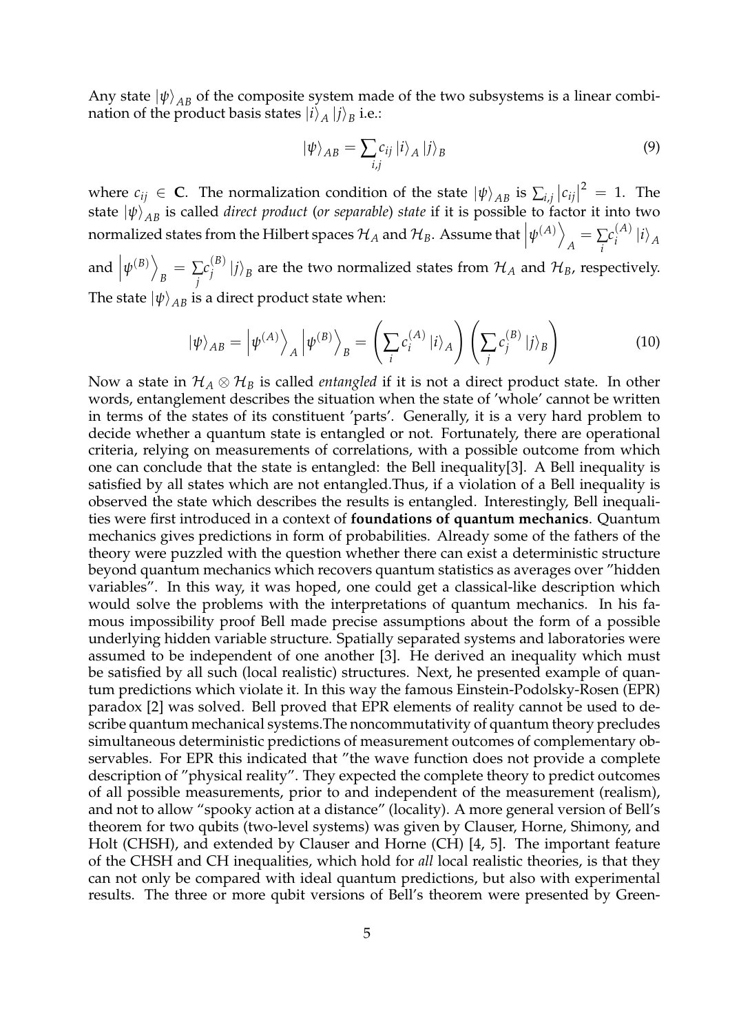Any state $|\psi\rangle_{AB}$ of the composite system made of the two subsystems is a linear combination of the product basis states $|i\rangle_A |j\rangle_B$ i.e.:

$$|\psi\rangle_{AB} = \sum_{i,j} c_{ij} |i\rangle_A |j\rangle_B \tag{9}$$

where $c_{ij} \in \mathbf{C}$. The normalization condition of the state $|\psi\rangle_{AB}$ is $\sum_{i,j} |c_{ij}|^2 = 1$. The state $|\psi\rangle_{AB}$ is called *direct product* (*or separable*) *state* if it is possible to factor it into two normalized states from the Hilbert spaces $\mathcal{H}_A$ and $\mathcal{H}_B$. Assume that $\left|\psi^{(A)}\right\rangle_A = \sum_i c_i^{(A)} |i\rangle_A$ and $\left|\psi^{(B)}\right\rangle_B = \sum_j c_j^{(B)} |j\rangle_B$ are the two normalized states from $\mathcal{H}_A$ and $\mathcal{H}_B$, respectively. The state $|\psi\rangle_{AB}$ is a direct product state when:

$$|\psi\rangle_{AB} = \left|\psi^{(A)}\right\rangle_A \left|\psi^{(B)}\right\rangle_B = \left(\sum_i c_i^{(A)} |i\rangle_A\right)\left(\sum_j c_j^{(B)} |j\rangle_B\right) \tag{10}$$

Now a state in $\mathcal{H}_A \otimes \mathcal{H}_B$ is called *entangled* if it is not a direct product state. In other words, entanglement describes the situation when the state of 'whole' cannot be written in terms of the states of its constituent 'parts'. Generally, it is a very hard problem to decide whether a quantum state is entangled or not. Fortunately, there are operational criteria, relying on measurements of correlations, with a possible outcome from which one can conclude that the state is entangled: the Bell inequality[3]. A Bell inequality is satisfied by all states which are not entangled.Thus, if a violation of a Bell inequality is observed the state which describes the results is entangled. Interestingly, Bell inequalities were first introduced in a context of **foundations of quantum mechanics**. Quantum mechanics gives predictions in form of probabilities. Already some of the fathers of the theory were puzzled with the question whether there can exist a deterministic structure beyond quantum mechanics which recovers quantum statistics as averages over "hidden variables". In this way, it was hoped, one could get a classical-like description which would solve the problems with the interpretations of quantum mechanics. In his famous impossibility proof Bell made precise assumptions about the form of a possible underlying hidden variable structure. Spatially separated systems and laboratories were assumed to be independent of one another [3]. He derived an inequality which must be satisfied by all such (local realistic) structures. Next, he presented example of quantum predictions which violate it. In this way the famous Einstein-Podolsky-Rosen (EPR) paradox [2] was solved. Bell proved that EPR elements of reality cannot be used to describe quantum mechanical systems.The noncommutativity of quantum theory precludes simultaneous deterministic predictions of measurement outcomes of complementary observables. For EPR this indicated that "the wave function does not provide a complete description of "physical reality". They expected the complete theory to predict outcomes of all possible measurements, prior to and independent of the measurement (realism), and not to allow "spooky action at a distance" (locality). A more general version of Bell's theorem for two qubits (two-level systems) was given by Clauser, Horne, Shimony, and Holt (CHSH), and extended by Clauser and Horne (CH) [4, 5]. The important feature of the CHSH and CH inequalities, which hold for *all* local realistic theories, is that they can not only be compared with ideal quantum predictions, but also with experimental results. The three or more qubit versions of Bell's theorem were presented by Green-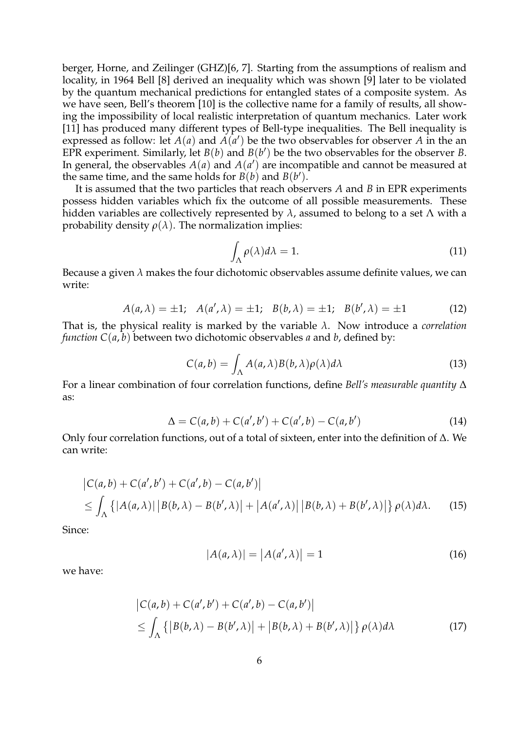berger, Horne, and Zeilinger (GHZ)[6, 7]. Starting from the assumptions of realism and locality, in 1964 Bell [8] derived an inequality which was shown [9] later to be violated by the quantum mechanical predictions for entangled states of a composite system. As we have seen, Bell's theorem [10] is the collective name for a family of results, all showing the impossibility of local realistic interpretation of quantum mechanics. Later work [11] has produced many different types of Bell-type inequalities. The Bell inequality is expressed as follow: let $A(a)$ and $A(a')$ be the two observables for observer $A$ in the an EPR experiment. Similarly, let $B(b)$ and $B(b')$ be the two observables for the observer $B$. In general, the observables $A(a)$ and $A(a')$ are incompatible and cannot be measured at the same time, and the same holds for $B(b)$ and $B(b')$.

It is assumed that the two particles that reach observers $A$ and $B$ in EPR experiments possess hidden variables which fix the outcome of all possible measurements. These hidden variables are collectively represented by $\lambda$, assumed to belong to a set $\Lambda$ with a probability density $\rho(\lambda)$. The normalization implies:

$$\int_{\Lambda} \rho(\lambda) d\lambda = 1. \tag{11}$$

Because a given $\lambda$ makes the four dichotomic observables assume definite values, we can write:

$$A(a, \lambda) = \pm 1; \quad A(a', \lambda) = \pm 1; \quad B(b, \lambda) = \pm 1; \quad B(b', \lambda) = \pm 1 \tag{12}$$

That is, the physical reality is marked by the variable $\lambda$. Now introduce a *correlation function* $C(a, b)$ between two dichotomic observables $a$ and $b$, defined by:

$$C(a, b) = \int_{\Lambda} A(a, \lambda) B(b, \lambda) \rho(\lambda) d\lambda \tag{13}$$

For a linear combination of four correlation functions, define *Bell's measurable quantity* $\Delta$ as:

$$\Delta = C(a, b) + C(a', b') + C(a', b) - C(a, b') \tag{14}$$

Only four correlation functions, out of a total of sixteen, enter into the definition of $\Delta$. We can write:

$$\begin{aligned} &\left| C(a, b) + C(a', b') + C(a', b) - C(a, b') \right| \\ &\leq \int_{\Lambda} \left\{ |A(a, \lambda)| \left| B(b, \lambda) - B(b', \lambda) \right| + \left| A(a', \lambda) \right| \left| B(b, \lambda) + B(b', \lambda) \right| \right\} \rho(\lambda) d\lambda. \end{aligned} \tag{15}$$

Since:

$$|A(a, \lambda)| = \left| A(a', \lambda) \right| = 1 \tag{16}$$

we have:

$$\begin{aligned} &\left| C(a, b) + C(a', b') + C(a', b) - C(a, b') \right| \\ &\leq \int_{\Lambda} \left\{ \left| B(b, \lambda) - B(b', \lambda) \right| + \left| B(b, \lambda) + B(b', \lambda) \right| \right\} \rho(\lambda) d\lambda \end{aligned} \tag{17}$$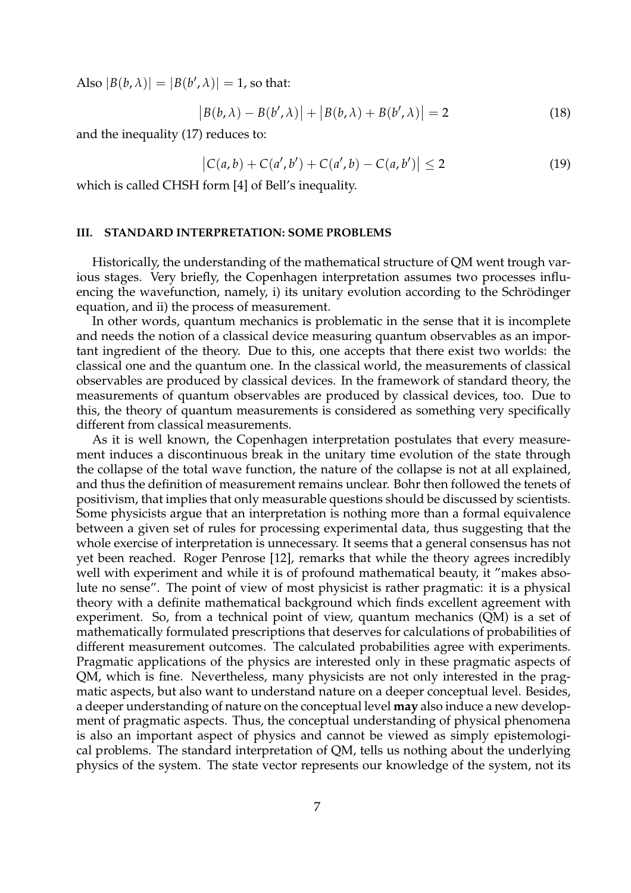Also $|B(b, \lambda)| = |B(b', \lambda)| = 1$, so that:

$$\left|B(b, \lambda) - B(b', \lambda)\right| + \left|B(b, \lambda) + B(b', \lambda)\right| = 2 \tag{18}$$

and the inequality (17) reduces to:

$$\left|C(a, b) + C(a', b') + C(a', b) - C(a, b')\right| \leq 2 \tag{19}$$

which is called CHSH form [4] of Bell's inequality.

## III. STANDARD INTERPRETATION: SOME PROBLEMS

Historically, the understanding of the mathematical structure of QM went trough various stages. Very briefly, the Copenhagen interpretation assumes two processes influencing the wavefunction, namely, i) its unitary evolution according to the Schrödinger equation, and ii) the process of measurement.

In other words, quantum mechanics is problematic in the sense that it is incomplete and needs the notion of a classical device measuring quantum observables as an important ingredient of the theory. Due to this, one accepts that there exist two worlds: the classical one and the quantum one. In the classical world, the measurements of classical observables are produced by classical devices. In the framework of standard theory, the measurements of quantum observables are produced by classical devices, too. Due to this, the theory of quantum measurements is considered as something very specifically different from classical measurements.

As it is well known, the Copenhagen interpretation postulates that every measurement induces a discontinuous break in the unitary time evolution of the state through the collapse of the total wave function, the nature of the collapse is not at all explained, and thus the definition of measurement remains unclear. Bohr then followed the tenets of positivism, that implies that only measurable questions should be discussed by scientists. Some physicists argue that an interpretation is nothing more than a formal equivalence between a given set of rules for processing experimental data, thus suggesting that the whole exercise of interpretation is unnecessary. It seems that a general consensus has not yet been reached. Roger Penrose [12], remarks that while the theory agrees incredibly well with experiment and while it is of profound mathematical beauty, it "makes absolute no sense". The point of view of most physicist is rather pragmatic: it is a physical theory with a definite mathematical background which finds excellent agreement with experiment. So, from a technical point of view, quantum mechanics (QM) is a set of mathematically formulated prescriptions that deserves for calculations of probabilities of different measurement outcomes. The calculated probabilities agree with experiments. Pragmatic applications of the physics are interested only in these pragmatic aspects of QM, which is fine. Nevertheless, many physicists are not only interested in the pragmatic aspects, but also want to understand nature on a deeper conceptual level. Besides, a deeper understanding of nature on the conceptual level **may** also induce a new development of pragmatic aspects. Thus, the conceptual understanding of physical phenomena is also an important aspect of physics and cannot be viewed as simply epistemological problems. The standard interpretation of QM, tells us nothing about the underlying physics of the system. The state vector represents our knowledge of the system, not its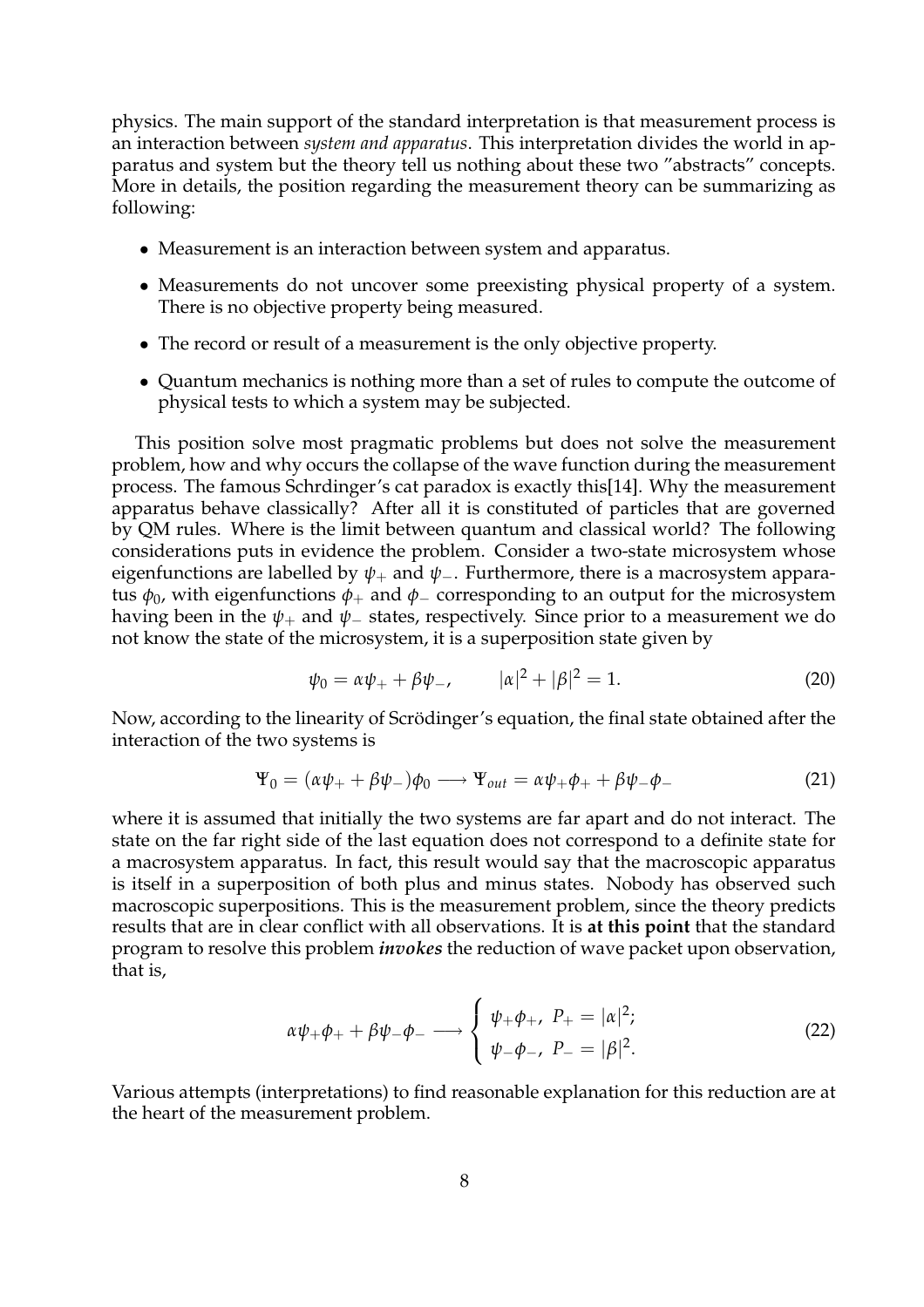physics. The main support of the standard interpretation is that measurement process is an interaction between *system and apparatus*. This interpretation divides the world in apparatus and system but the theory tell us nothing about these two "abstracts" concepts. More in details, the position regarding the measurement theory can be summarizing as following:

- Measurement is an interaction between system and apparatus.
- Measurements do not uncover some preexisting physical property of a system. There is no objective property being measured.
- The record or result of a measurement is the only objective property.
- Quantum mechanics is nothing more than a set of rules to compute the outcome of physical tests to which a system may be subjected.

This position solve most pragmatic problems but does not solve the measurement problem, how and why occurs the collapse of the wave function during the measurement process. The famous Schrdinger's cat paradox is exactly this[14]. Why the measurement apparatus behave classically? After all it is constituted of particles that are governed by QM rules. Where is the limit between quantum and classical world? The following considerations puts in evidence the problem. Consider a two-state microsystem whose eigenfunctions are labelled by $\psi_+$ and $\psi_-$. Furthermore, there is a macrosystem apparatus $\phi_0$, with eigenfunctions $\phi_+$ and $\phi_-$ corresponding to an output for the microsystem having been in the $\psi_+$ and $\psi_-$ states, respectively. Since prior to a measurement we do not know the state of the microsystem, it is a superposition state given by

$$\psi_0 = \alpha\psi_+ + \beta\psi_-, \qquad |\alpha|^2 + |\beta|^2 = 1. \tag{20}$$

Now, according to the linearity of Scrödinger's equation, the final state obtained after the interaction of the two systems is

$$\Psi_0 = (\alpha\psi_+ + \beta\psi_-)\phi_0 \longrightarrow \Psi_{out} = \alpha\psi_+\phi_+ + \beta\psi_-\phi_- \tag{21}$$

where it is assumed that initially the two systems are far apart and do not interact. The state on the far right side of the last equation does not correspond to a definite state for a macrosystem apparatus. In fact, this result would say that the macroscopic apparatus is itself in a superposition of both plus and minus states. Nobody has observed such macroscopic superpositions. This is the measurement problem, since the theory predicts results that are in clear conflict with all observations. It is **at this point** that the standard program to resolve this problem ***invokes*** the reduction of wave packet upon observation, that is,

$$\alpha\psi_+\phi_+ + \beta\psi_-\phi_- \longrightarrow \begin{cases} \psi_+\phi_+, \ P_+ = |\alpha|^2; \\ \psi_-\phi_-, \ P_- = |\beta|^2. \end{cases} \tag{22}$$

Various attempts (interpretations) to find reasonable explanation for this reduction are at the heart of the measurement problem.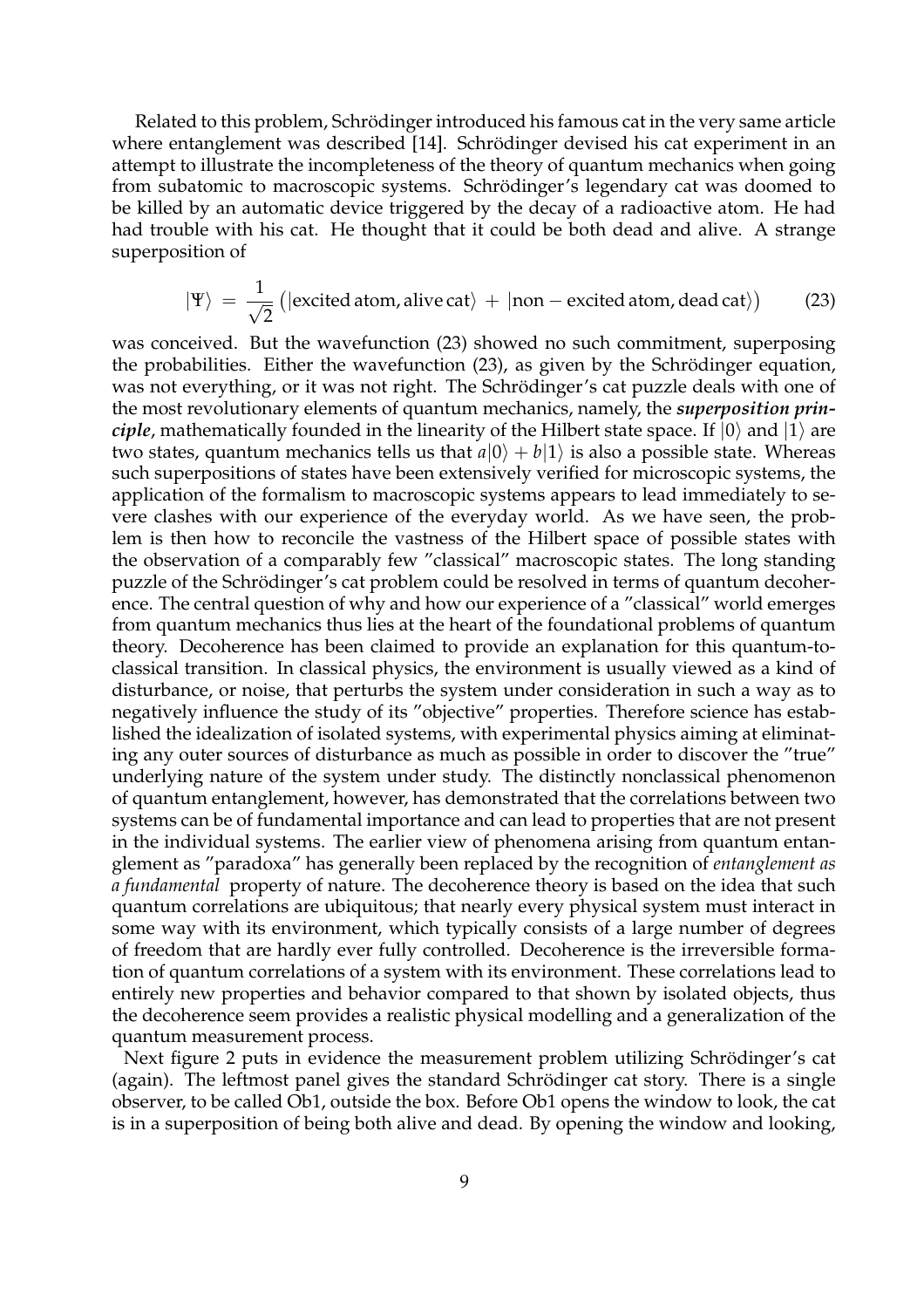Related to this problem, Schrödinger introduced his famous cat in the very same article where entanglement was described [14]. Schrödinger devised his cat experiment in an attempt to illustrate the incompleteness of the theory of quantum mechanics when going from subatomic to macroscopic systems. Schrödinger's legendary cat was doomed to be killed by an automatic device triggered by the decay of a radioactive atom. He had had trouble with his cat. He thought that it could be both dead and alive. A strange superposition of

$$|\Psi\rangle \;=\; \frac{1}{\sqrt{2}}\left(|\text{excited atom, alive cat}\rangle \;+\; |\text{non}-\text{excited atom, dead cat}\rangle\right) \qquad (23)$$

was conceived. But the wavefunction (23) showed no such commitment, superposing the probabilities. Either the wavefunction (23), as given by the Schrödinger equation, was not everything, or it was not right. The Schrödinger's cat puzzle deals with one of the most revolutionary elements of quantum mechanics, namely, the ***superposition principle***, mathematically founded in the linearity of the Hilbert state space. If $|0\rangle$ and $|1\rangle$ are two states, quantum mechanics tells us that $a|0\rangle + b|1\rangle$ is also a possible state. Whereas such superpositions of states have been extensively verified for microscopic systems, the application of the formalism to macroscopic systems appears to lead immediately to severe clashes with our experience of the everyday world. As we have seen, the problem is then how to reconcile the vastness of the Hilbert space of possible states with the observation of a comparably few "classical" macroscopic states. The long standing puzzle of the Schrödinger's cat problem could be resolved in terms of quantum decoherence. The central question of why and how our experience of a "classical" world emerges from quantum mechanics thus lies at the heart of the foundational problems of quantum theory. Decoherence has been claimed to provide an explanation for this quantum-to-classical transition. In classical physics, the environment is usually viewed as a kind of disturbance, or noise, that perturbs the system under consideration in such a way as to negatively influence the study of its "objective" properties. Therefore science has established the idealization of isolated systems, with experimental physics aiming at eliminating any outer sources of disturbance as much as possible in order to discover the "true" underlying nature of the system under study. The distinctly nonclassical phenomenon of quantum entanglement, however, has demonstrated that the correlations between two systems can be of fundamental importance and can lead to properties that are not present in the individual systems. The earlier view of phenomena arising from quantum entanglement as "paradoxa" has generally been replaced by the recognition of *entanglement as a fundamental* property of nature. The decoherence theory is based on the idea that such quantum correlations are ubiquitous; that nearly every physical system must interact in some way with its environment, which typically consists of a large number of degrees of freedom that are hardly ever fully controlled. Decoherence is the irreversible formation of quantum correlations of a system with its environment. These correlations lead to entirely new properties and behavior compared to that shown by isolated objects, thus the decoherence seem provides a realistic physical modelling and a generalization of the quantum measurement process.

Next figure 2 puts in evidence the measurement problem utilizing Schrödinger's cat (again). The leftmost panel gives the standard Schrödinger cat story. There is a single observer, to be called Ob1, outside the box. Before Ob1 opens the window to look, the cat is in a superposition of being both alive and dead. By opening the window and looking,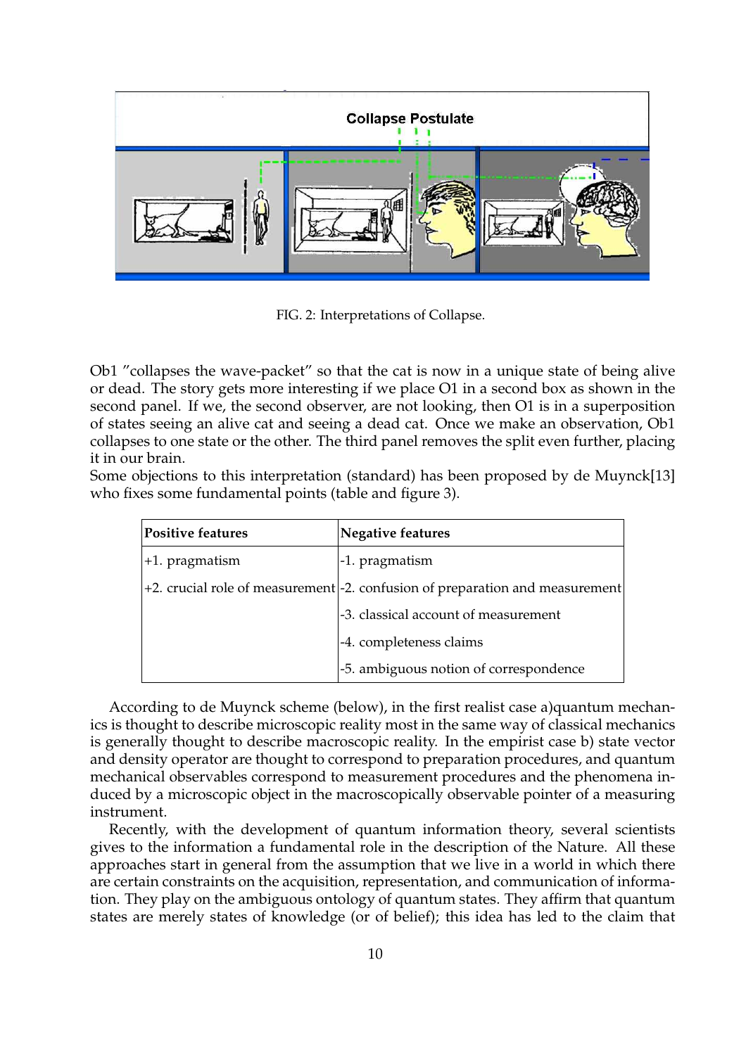FIG. 2: Interpretations of Collapse.

Ob1 ”collapses the wave-packet” so that the cat is now in a unique state of being alive or dead. The story gets more interesting if we place O1 in a second box as shown in the second panel. If we, the second observer, are not looking, then O1 is in a superposition of states seeing an alive cat and seeing a dead cat. Once we make an observation, Ob1 collapses to one state or the other. The third panel removes the split even further, placing it in our brain.
Some objections to this interpretation (standard) has been proposed by de Muynck[13] who fixes some fundamental points (table and figure 3).

| Positive features | Negative features |
|---|---|
| +1. pragmatism | -1. pragmatism |
| +2. crucial role of measurement | -2. confusion of preparation and measurement |
| | -3. classical account of measurement |
| | -4. completeness claims |
| | -5. ambiguous notion of correspondence |

According to de Muynck scheme (below), in the first realist case a)quantum mechanics is thought to describe microscopic reality most in the same way of classical mechanics is generally thought to describe macroscopic reality. In the empirist case b) state vector and density operator are thought to correspond to preparation procedures, and quantum mechanical observables correspond to measurement procedures and the phenomena induced by a microscopic object in the macroscopically observable pointer of a measuring instrument.

Recently, with the development of quantum information theory, several scientists gives to the information a fundamental role in the description of the Nature. All these approaches start in general from the assumption that we live in a world in which there are certain constraints on the acquisition, representation, and communication of information. They play on the ambiguous ontology of quantum states. They affirm that quantum states are merely states of knowledge (or of belief); this idea has led to the claim that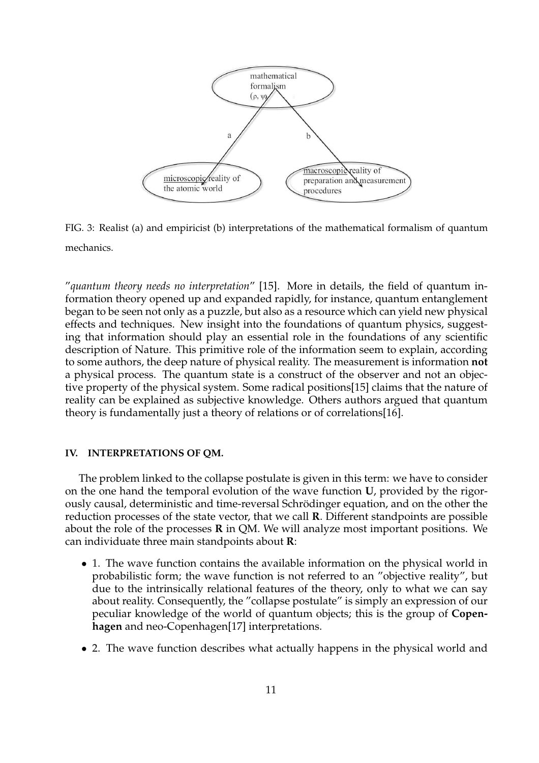FIG. 3: Realist (a) and empiricist (b) interpretations of the mathematical formalism of quantum mechanics.

"*quantum theory needs no interpretation*" [15]. More in details, the field of quantum information theory opened up and expanded rapidly, for instance, quantum entanglement began to be seen not only as a puzzle, but also as a resource which can yield new physical effects and techniques. New insight into the foundations of quantum physics, suggesting that information should play an essential role in the foundations of any scientific description of Nature. This primitive role of the information seem to explain, according to some authors, the deep nature of physical reality. The measurement is information **not** a physical process. The quantum state is a construct of the observer and not an objective property of the physical system. Some radical positions[15] claims that the nature of reality can be explained as subjective knowledge. Others authors argued that quantum theory is fundamentally just a theory of relations or of correlations[16].

## IV. INTERPRETATIONS OF QM.

The problem linked to the collapse postulate is given in this term: we have to consider on the one hand the temporal evolution of the wave function **U**, provided by the rigorously causal, deterministic and time-reversal Schrödinger equation, and on the other the reduction processes of the state vector, that we call **R**. Different standpoints are possible about the role of the processes **R** in QM. We will analyze most important positions. We can individuate three main standpoints about **R**:

- 1. The wave function contains the available information on the physical world in probabilistic form; the wave function is not referred to an "objective reality", but due to the intrinsically relational features of the theory, only to what we can say about reality. Consequently, the "collapse postulate" is simply an expression of our peculiar knowledge of the world of quantum objects; this is the group of **Copenhagen** and neo-Copenhagen[17] interpretations.
- 2. The wave function describes what actually happens in the physical world and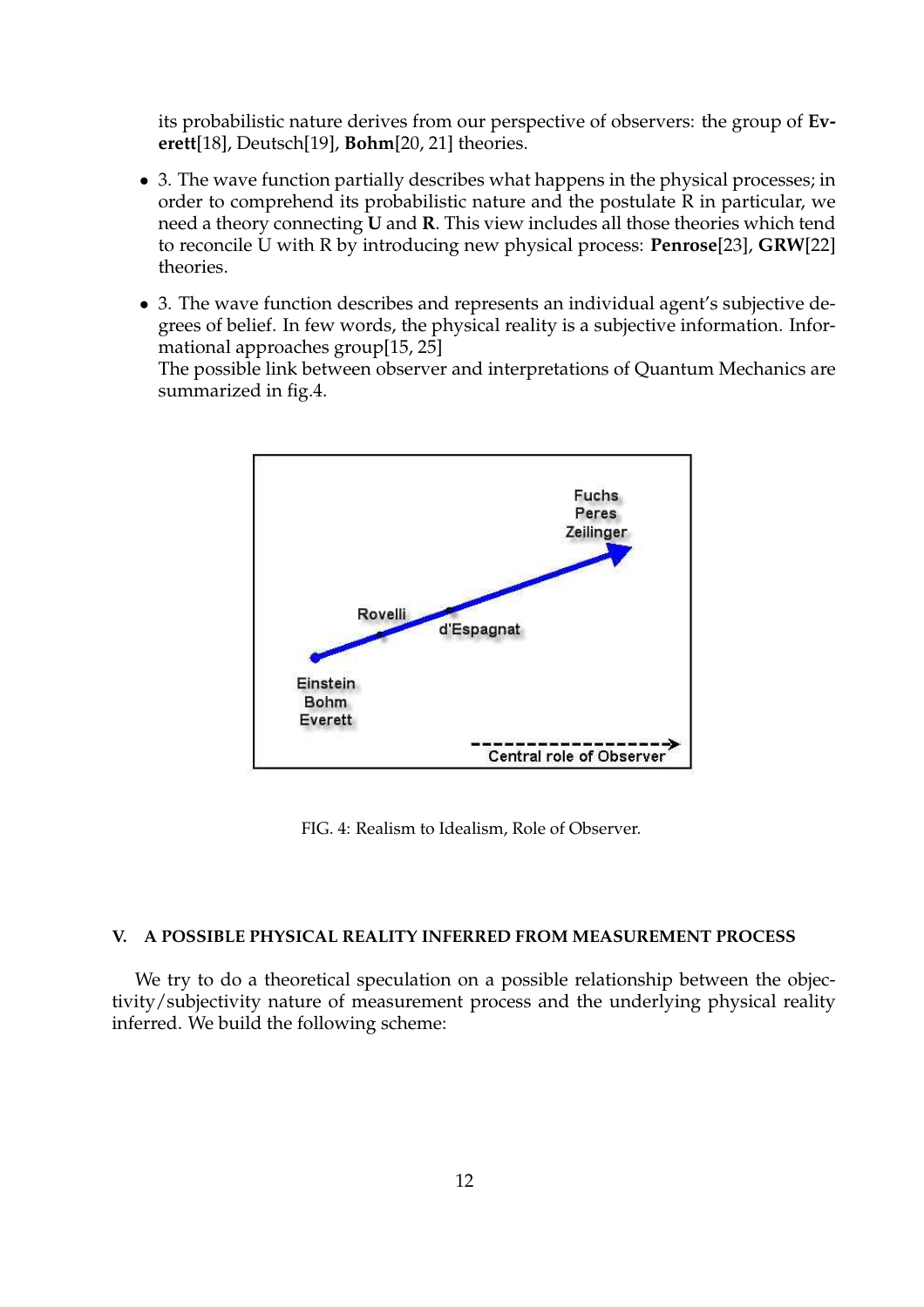its probabilistic nature derives from our perspective of observers: the group of **Everett**[18], Deutsch[19], **Bohm**[20, 21] theories.

- 3. The wave function partially describes what happens in the physical processes; in order to comprehend its probabilistic nature and the postulate R in particular, we need a theory connecting **U** and **R**. This view includes all those theories which tend to reconcile U with R by introducing new physical process: **Penrose**[23], **GRW**[22] theories.

- 3. The wave function describes and represents an individual agent's subjective degrees of belief. In few words, the physical reality is a subjective information. Informational approaches group[15, 25]
  The possible link between observer and interpretations of Quantum Mechanics are summarized in fig.4.

FIG. 4: Realism to Idealism, Role of Observer.

### V. A POSSIBLE PHYSICAL REALITY INFERRED FROM MEASUREMENT PROCESS

We try to do a theoretical speculation on a possible relationship between the objectivity/subjectivity nature of measurement process and the underlying physical reality inferred. We build the following scheme: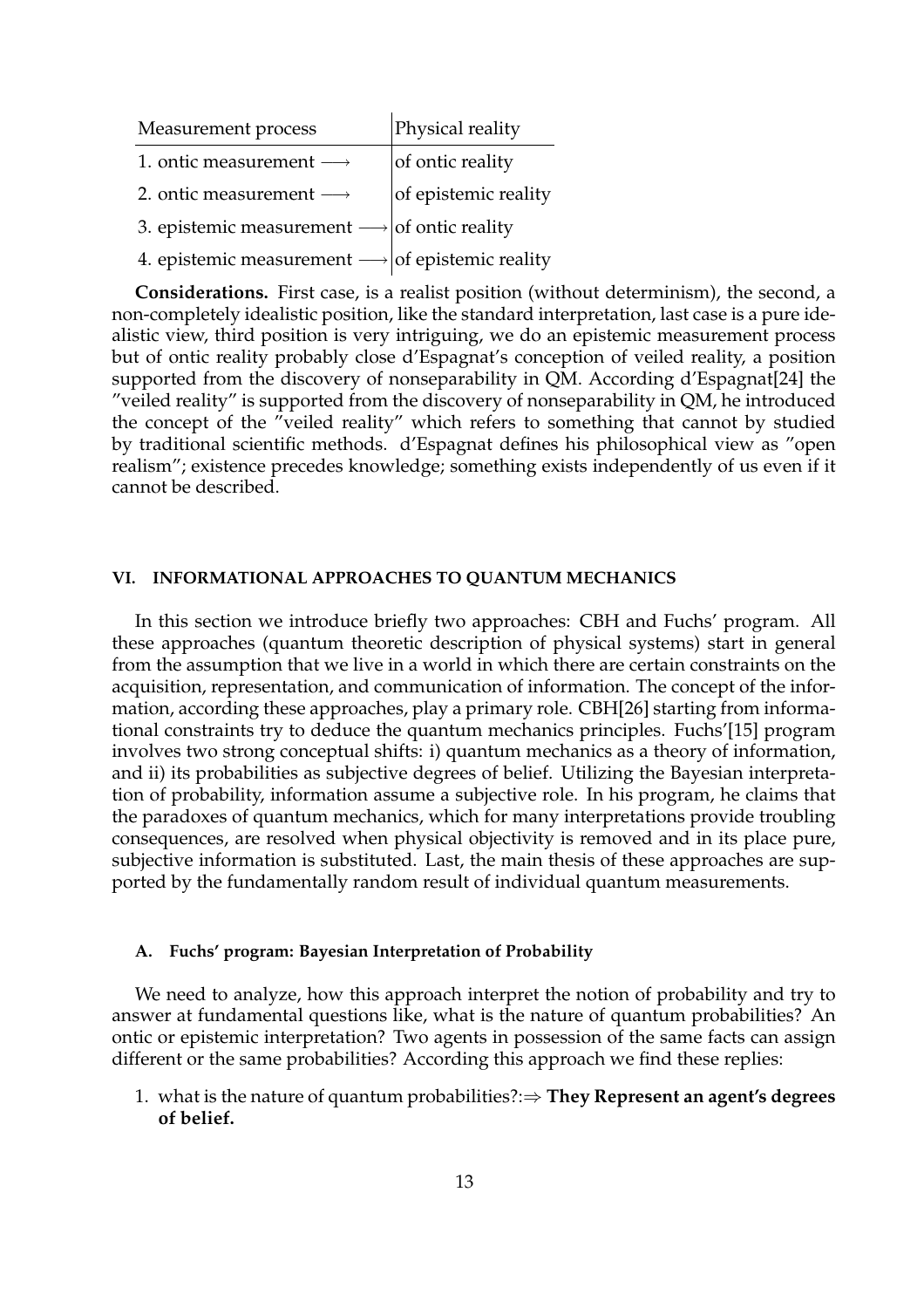| Measurement process | Physical reality |
|---|---|
| 1. ontic measurement $\longrightarrow$ | of ontic reality |
| 2. ontic measurement $\longrightarrow$ | of epistemic reality |
| 3. epistemic measurement $\longrightarrow$ | of ontic reality |
| 4. epistemic measurement $\longrightarrow$ | of epistemic reality |

**Considerations.** First case, is a realist position (without determinism), the second, a non-completely idealistic position, like the standard interpretation, last case is a pure idealistic view, third position is very intriguing, we do an epistemic measurement process but of ontic reality probably close d'Espagnat's conception of veiled reality, a position supported from the discovery of nonseparability in QM. According d'Espagnat[24] the "veiled reality" is supported from the discovery of nonseparability in QM, he introduced the concept of the "veiled reality" which refers to something that cannot by studied by traditional scientific methods. d'Espagnat defines his philosophical view as "open realism"; existence precedes knowledge; something exists independently of us even if it cannot be described.

## VI. INFORMATIONAL APPROACHES TO QUANTUM MECHANICS

In this section we introduce briefly two approaches: CBH and Fuchs' program. All these approaches (quantum theoretic description of physical systems) start in general from the assumption that we live in a world in which there are certain constraints on the acquisition, representation, and communication of information. The concept of the information, according these approaches, play a primary role. CBH[26] starting from informational constraints try to deduce the quantum mechanics principles. Fuchs'[15] program involves two strong conceptual shifts: i) quantum mechanics as a theory of information, and ii) its probabilities as subjective degrees of belief. Utilizing the Bayesian interpretation of probability, information assume a subjective role. In his program, he claims that the paradoxes of quantum mechanics, which for many interpretations provide troubling consequences, are resolved when physical objectivity is removed and in its place pure, subjective information is substituted. Last, the main thesis of these approaches are supported by the fundamentally random result of individual quantum measurements.

### A. Fuchs' program: Bayesian Interpretation of Probability

We need to analyze, how this approach interpret the notion of probability and try to answer at fundamental questions like, what is the nature of quantum probabilities? An ontic or epistemic interpretation? Two agents in possession of the same facts can assign different or the same probabilities? According this approach we find these replies:

1. what is the nature of quantum probabilities?:$\Rightarrow$ **They Represent an agent's degrees of belief.**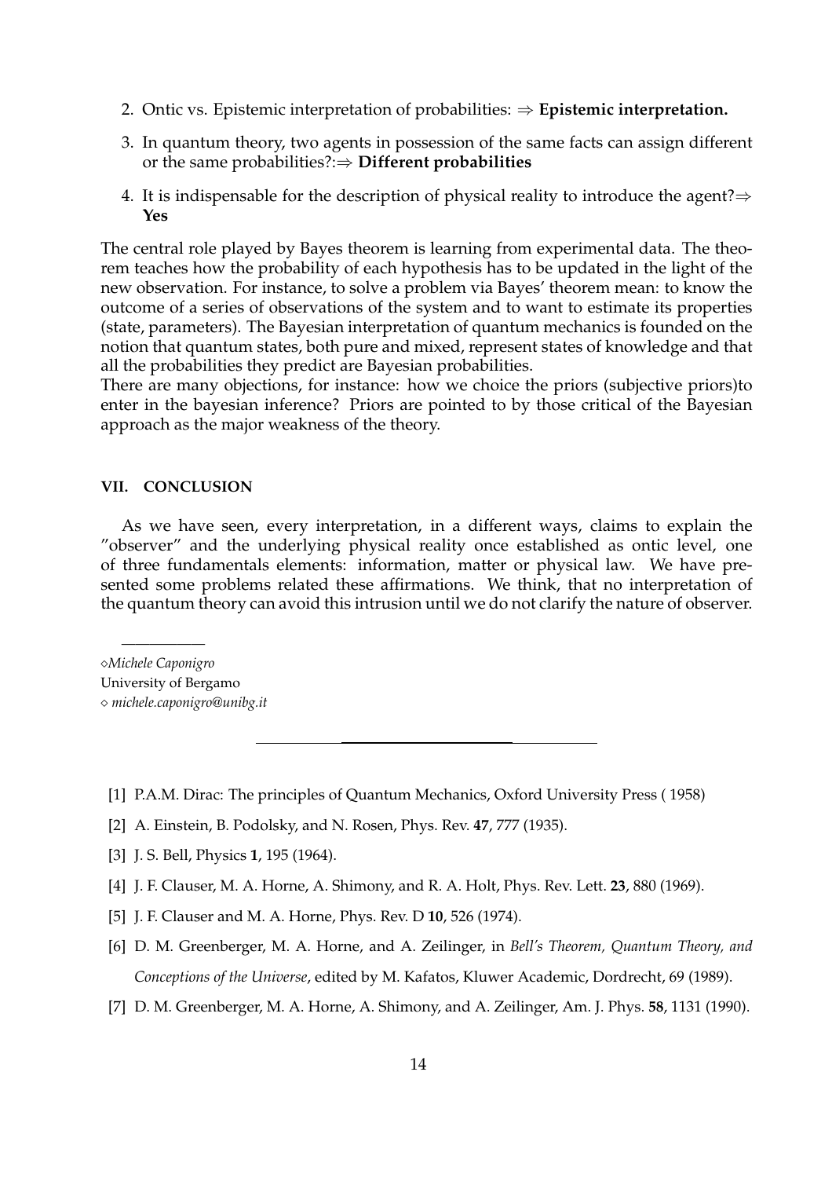2. Ontic vs. Epistemic interpretation of probabilities: $\Rightarrow$ **Epistemic interpretation.**

3. In quantum theory, two agents in possession of the same facts can assign different or the same probabilities?:$\Rightarrow$ **Different probabilities**

4. It is indispensable for the description of physical reality to introduce the agent?$\Rightarrow$ **Yes**

The central role played by Bayes theorem is learning from experimental data. The theorem teaches how the probability of each hypothesis has to be updated in the light of the new observation. For instance, to solve a problem via Bayes' theorem mean: to know the outcome of a series of observations of the system and to want to estimate its properties (state, parameters). The Bayesian interpretation of quantum mechanics is founded on the notion that quantum states, both pure and mixed, represent states of knowledge and that all the probabilities they predict are Bayesian probabilities.
There are many objections, for instance: how we choice the priors (subjective priors)to enter in the bayesian inference? Priors are pointed to by those critical of the Bayesian approach as the major weakness of the theory.

### VII. CONCLUSION

As we have seen, every interpretation, in a different ways, claims to explain the "observer" and the underlying physical reality once established as ontic level, one of three fundamentals elements: information, matter or physical law. We have presented some problems related these affirmations. We think, that no interpretation of the quantum theory can avoid this intrusion until we do not clarify the nature of observer.

---

◇*Michele Caponigro*
University of Bergamo
◇ *michele.caponigro@unibg.it*

---

[1] P.A.M. Dirac: The principles of Quantum Mechanics, Oxford University Press ( 1958)

[2] A. Einstein, B. Podolsky, and N. Rosen, Phys. Rev. **47**, 777 (1935).

[3] J. S. Bell, Physics **1**, 195 (1964).

[4] J. F. Clauser, M. A. Horne, A. Shimony, and R. A. Holt, Phys. Rev. Lett. **23**, 880 (1969).

[5] J. F. Clauser and M. A. Horne, Phys. Rev. D **10**, 526 (1974).

[6] D. M. Greenberger, M. A. Horne, and A. Zeilinger, in *Bell's Theorem, Quantum Theory, and Conceptions of the Universe*, edited by M. Kafatos, Kluwer Academic, Dordrecht, 69 (1989).

[7] D. M. Greenberger, M. A. Horne, A. Shimony, and A. Zeilinger, Am. J. Phys. **58**, 1131 (1990).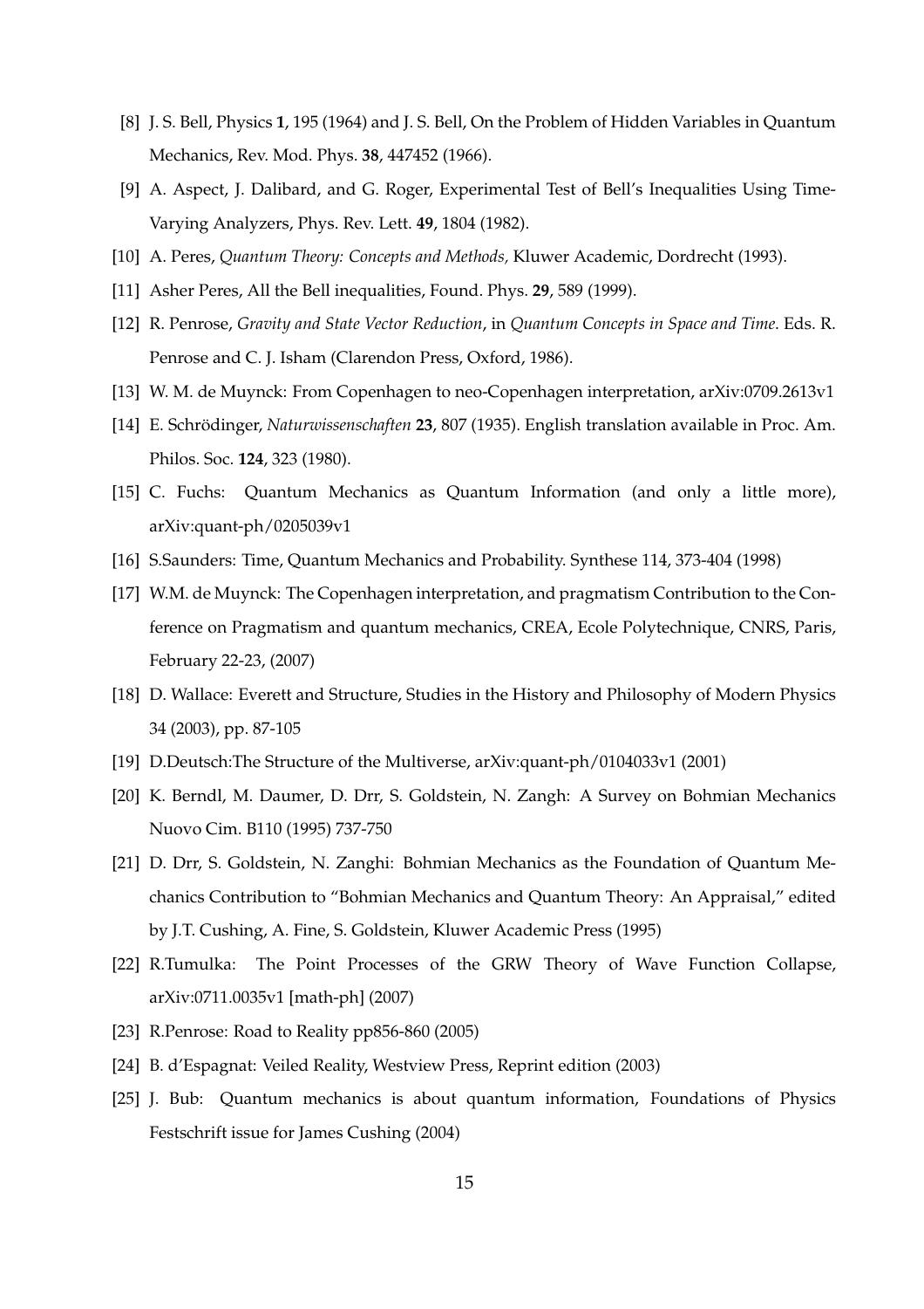- [8] J. S. Bell, Physics **1**, 195 (1964) and J. S. Bell, On the Problem of Hidden Variables in Quantum Mechanics, Rev. Mod. Phys. **38**, 447452 (1966).
- [9] A. Aspect, J. Dalibard, and G. Roger, Experimental Test of Bell's Inequalities Using Time-Varying Analyzers, Phys. Rev. Lett. **49**, 1804 (1982).
- [10] A. Peres, *Quantum Theory: Concepts and Methods,* Kluwer Academic, Dordrecht (1993).
- [11] Asher Peres, All the Bell inequalities, Found. Phys. **29**, 589 (1999).
- [12] R. Penrose, *Gravity and State Vector Reduction*, in *Quantum Concepts in Space and Time.* Eds. R. Penrose and C. J. Isham (Clarendon Press, Oxford, 1986).
- [13] W. M. de Muynck: From Copenhagen to neo-Copenhagen interpretation, arXiv:0709.2613v1
- [14] E. Schrödinger, *Naturwissenschaften* **23**, 807 (1935). English translation available in Proc. Am. Philos. Soc. **124**, 323 (1980).
- [15] C. Fuchs: Quantum Mechanics as Quantum Information (and only a little more), arXiv:quant-ph/0205039v1
- [16] S.Saunders: Time, Quantum Mechanics and Probability. Synthese 114, 373-404 (1998)
- [17] W.M. de Muynck: The Copenhagen interpretation, and pragmatism Contribution to the Conference on Pragmatism and quantum mechanics, CREA, Ecole Polytechnique, CNRS, Paris, February 22-23, (2007)
- [18] D. Wallace: Everett and Structure, Studies in the History and Philosophy of Modern Physics 34 (2003), pp. 87-105
- [19] D.Deutsch:The Structure of the Multiverse, arXiv:quant-ph/0104033v1 (2001)
- [20] K. Berndl, M. Daumer, D. Drr, S. Goldstein, N. Zangh: A Survey on Bohmian Mechanics Nuovo Cim. B110 (1995) 737-750
- [21] D. Drr, S. Goldstein, N. Zanghi: Bohmian Mechanics as the Foundation of Quantum Mechanics Contribution to "Bohmian Mechanics and Quantum Theory: An Appraisal," edited by J.T. Cushing, A. Fine, S. Goldstein, Kluwer Academic Press (1995)
- [22] R.Tumulka: The Point Processes of the GRW Theory of Wave Function Collapse, arXiv:0711.0035v1 [math-ph] (2007)
- [23] R.Penrose: Road to Reality pp856-860 (2005)
- [24] B. d'Espagnat: Veiled Reality, Westview Press, Reprint edition (2003)
- [25] J. Bub: Quantum mechanics is about quantum information, Foundations of Physics Festschrift issue for James Cushing (2004)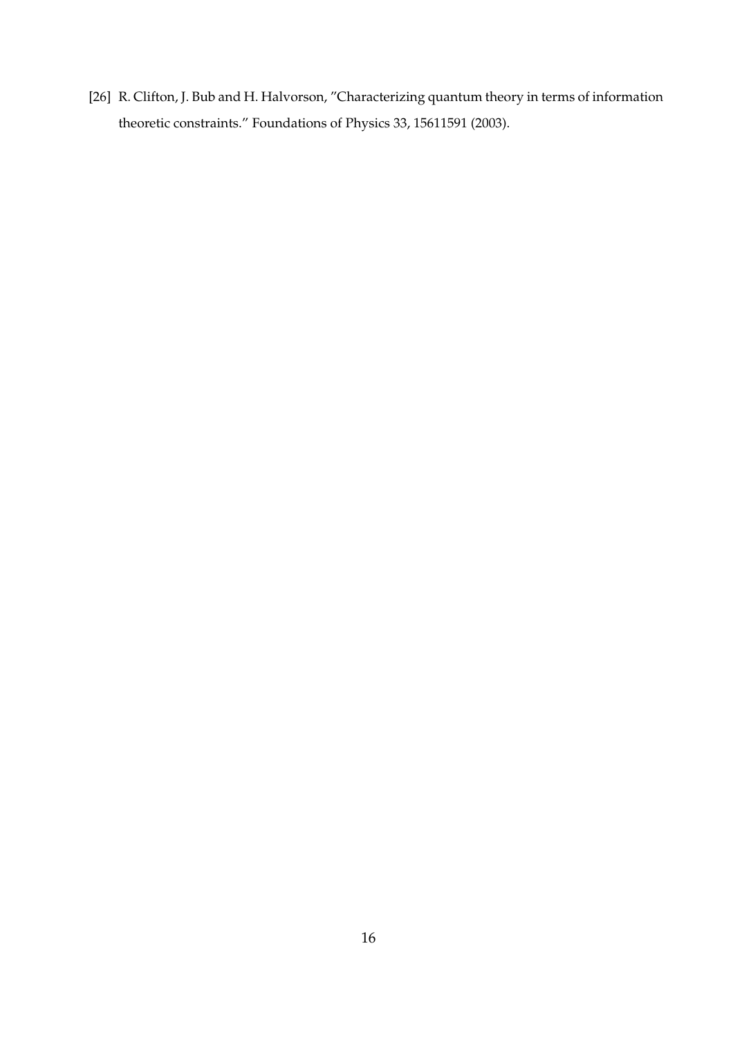[26] R. Clifton, J. Bub and H. Halvorson, ”Characterizing quantum theory in terms of information theoretic constraints.” Foundations of Physics 33, 15611591 (2003).